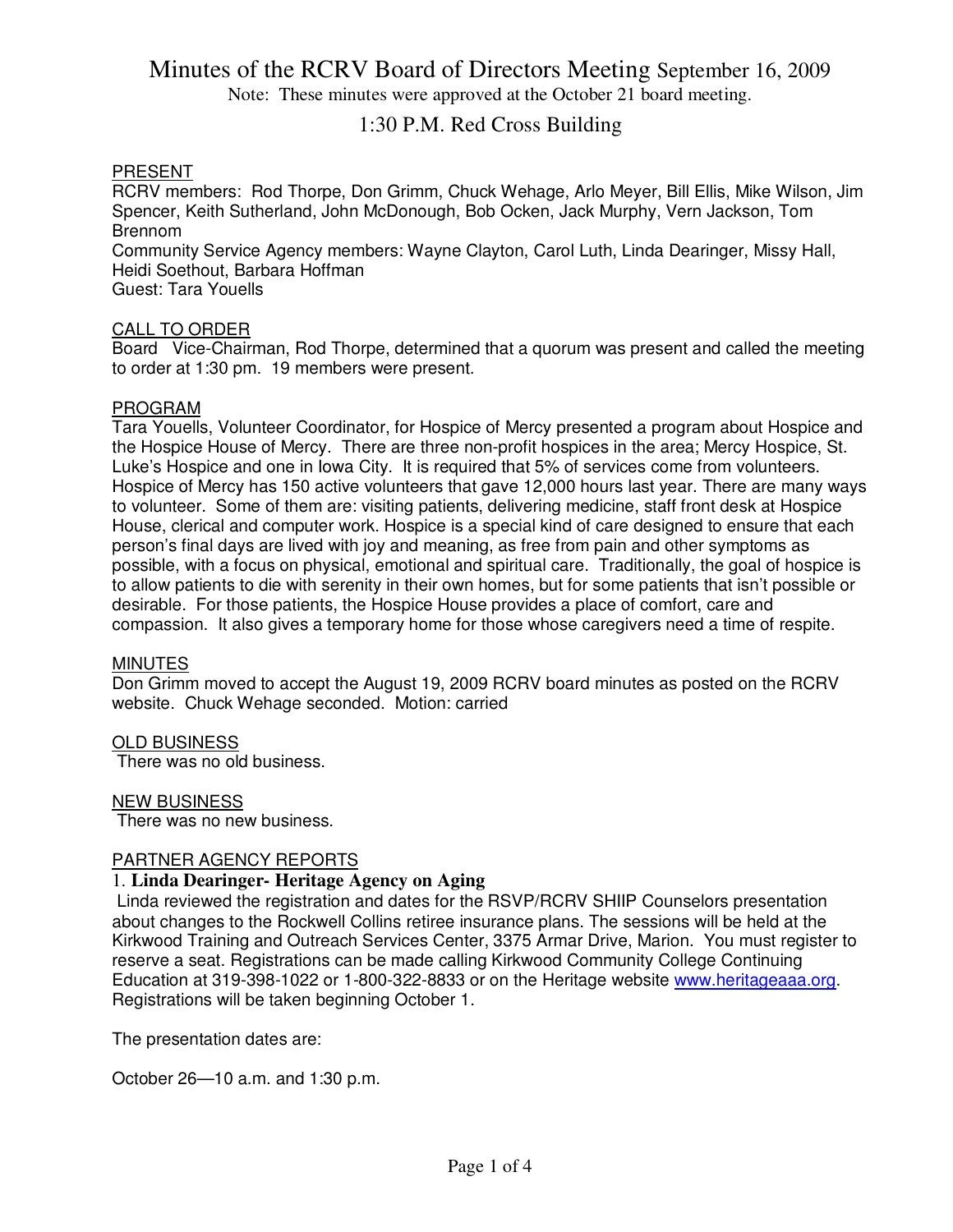# Minutes of the RCRV Board of Directors Meeting September 16, 2009

Note: These minutes were approved at the October 21 board meeting.

## 1:30 P.M. Red Cross Building

PRESENT

RCRV members: Rod Thorpe, Don Grimm, Chuck Wehage, Arlo Meyer, Bill Ellis, Mike Wilson, Jim Spencer, Keith Sutherland, John McDonough, Bob Ocken, Jack Murphy, Vern Jackson, Tom Brennom

Community Service Agency members: Wayne Clayton, Carol Luth, Linda Dearinger, Missy Hall, Heidi Soethout, Barbara Hoffman

Guest: Tara Youells

CALL TO ORDER

Board Vice-Chairman, Rod Thorpe, determined that a quorum was present and called the meeting to order at 1:30 pm. 19 members were present.

PROGRAM

Tara Youells, Volunteer Coordinator, for Hospice of Mercy presented a program about Hospice and the Hospice House of Mercy. There are three non-profit hospices in the area; Mercy Hospice, St. Luke's Hospice and one in Iowa City. It is required that 5% of services come from volunteers. Hospice of Mercy has 150 active volunteers that gave 12,000 hours last year. There are many ways to volunteer. Some of them are: visiting patients, delivering medicine, staff front desk at Hospice House, clerical and computer work. Hospice is a special kind of care designed to ensure that each person's final days are lived with joy and meaning, as free from pain and other symptoms as possible, with a focus on physical, emotional and spiritual care. Traditionally, the goal of hospice is to allow patients to die with serenity in their own homes, but for some patients that isn't possible or desirable. For those patients, the Hospice House provides a place of comfort, care and compassion. It also gives a temporary home for those whose caregivers need a time of respite.

MINUTES

Don Grimm moved to accept the August 19, 2009 RCRV board minutes as posted on the RCRV website. Chuck Wehage seconded. Motion: carried

OLD BUSINESS

There was no old business.

NEW BUSINESS

There was no new business.

PARTNER AGENCY REPORTS

1. **Linda Dearinger- Heritage Agency on Aging**

Linda reviewed the registration and dates for the RSVP/RCRV SHIIP Counselors presentation about changes to the Rockwell Collins retiree insurance plans. The sessions will be held at the Kirkwood Training and Outreach Services Center, 3375 Armar Drive, Marion. You must register to reserve a seat. Registrations can be made calling Kirkwood Community College Continuing Education at 319-398-1022 or 1-800-322-8833 or on the Heritage website www.heritageaaa.org. Registrations will be taken beginning October 1.

The presentation dates are:

October 26—10 a.m. and 1:30 p.m.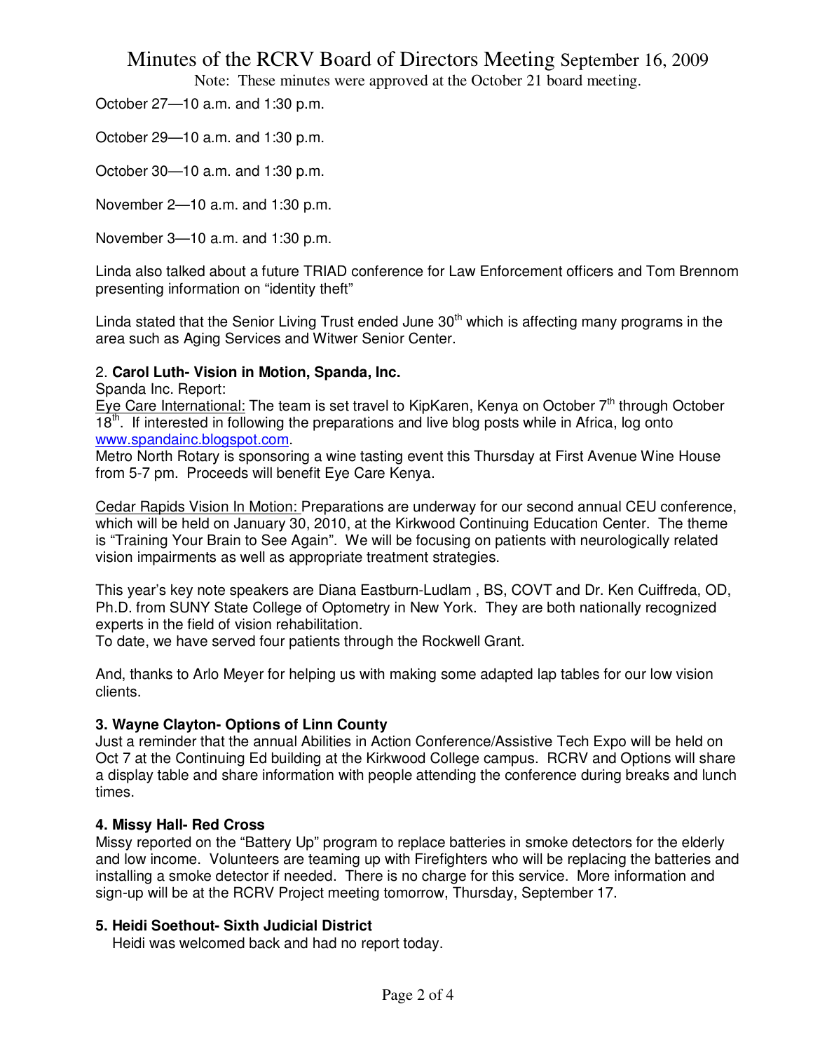October 27—10 a.m. and 1:30 p.m.

October 29—10 a.m. and 1:30 p.m.

October 30—10 a.m. and 1:30 p.m.

November 2—10 a.m. and 1:30 p.m.

November 3—10 a.m. and 1:30 p.m.

Linda also talked about a future TRIAD conference for Law Enforcement officers and Tom Brennom presenting information on "identity theft"

Linda stated that the Senior Living Trust ended June 30th which is affecting many programs in the area such as Aging Services and Witwer Senior Center.

2. **Carol Luth- Vision in Motion, Spanda, Inc.**

Spanda Inc. Report:

Eye Care International: The team is set travel to KipKaren, Kenya on October 7th through October 18th. If interested in following the preparations and live blog posts while in Africa, log onto www.spandainc.blogspot.com.

Metro North Rotary is sponsoring a wine tasting event this Thursday at First Avenue Wine House from 5-7 pm. Proceeds will benefit Eye Care Kenya.

Cedar Rapids Vision In Motion: Preparations are underway for our second annual CEU conference, which will be held on January 30, 2010, at the Kirkwood Continuing Education Center. The theme is "Training Your Brain to See Again". We will be focusing on patients with neurologically related vision impairments as well as appropriate treatment strategies.

This year's key note speakers are Diana Eastburn-Ludlam , BS, COVT and Dr. Ken Cuiffreda, OD, Ph.D. from SUNY State College of Optometry in New York. They are both nationally recognized experts in the field of vision rehabilitation.

To date, we have served four patients through the Rockwell Grant.

And, thanks to Arlo Meyer for helping us with making some adapted lap tables for our low vision clients.

**3. Wayne Clayton- Options of Linn County**

Just a reminder that the annual Abilities in Action Conference/Assistive Tech Expo will be held on Oct 7 at the Continuing Ed building at the Kirkwood College campus. RCRV and Options will share a display table and share information with people attending the conference during breaks and lunch times.

**4. Missy Hall- Red Cross**

Missy reported on the "Battery Up" program to replace batteries in smoke detectors for the elderly and low income. Volunteers are teaming up with Firefighters who will be replacing the batteries and installing a smoke detector if needed. There is no charge for this service. More information and sign-up will be at the RCRV Project meeting tomorrow, Thursday, September 17.

**5. Heidi Soethout- Sixth Judicial District**

Heidi was welcomed back and had no report today.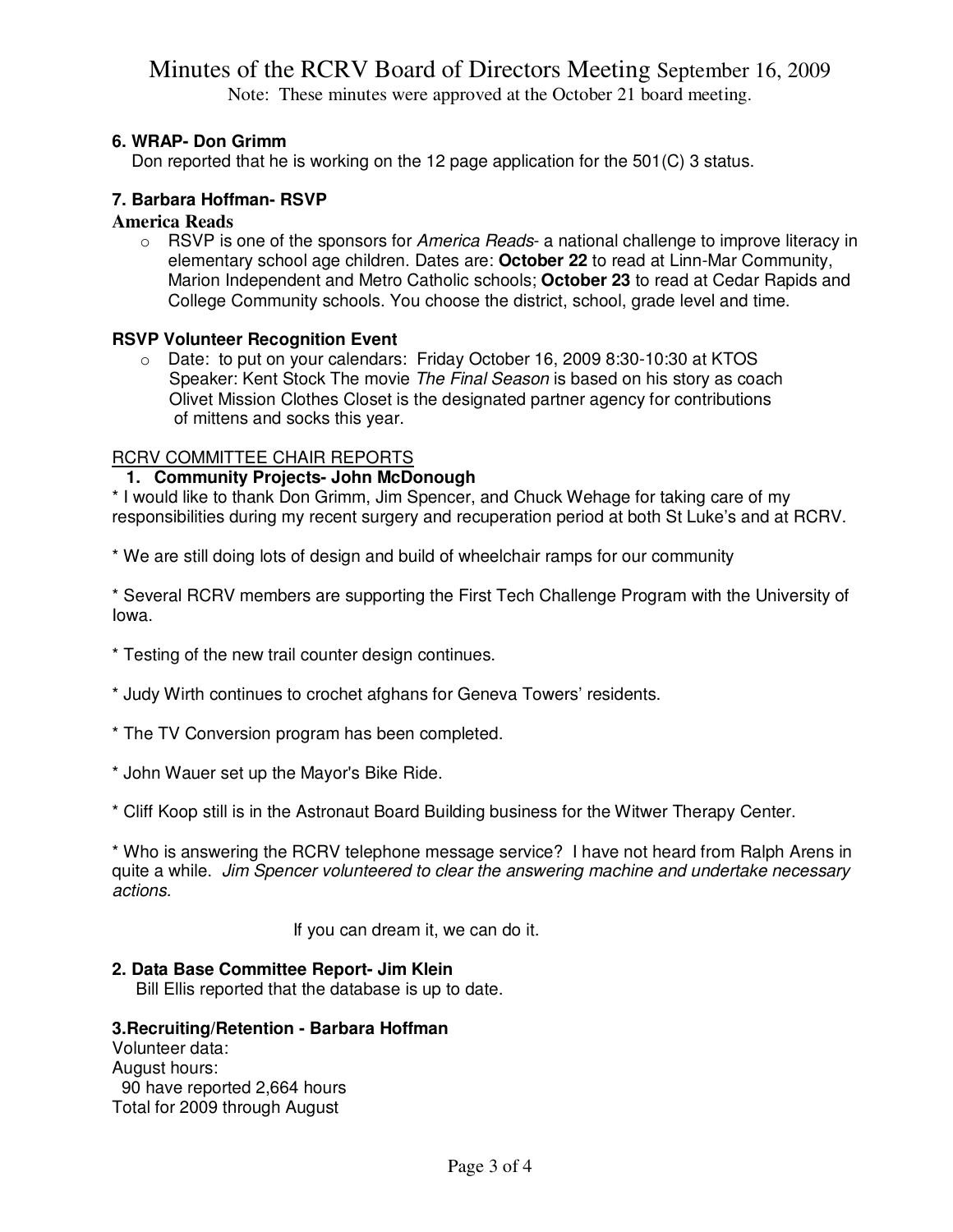Minutes of the RCRV Board of Directors Meeting September 16, 2009

Note: These minutes were approved at the October 21 board meeting.

**6. WRAP- Don Grimm**

Don reported that he is working on the 12 page application for the 501(C) 3 status.

**7. Barbara Hoffman- RSVP**

**America Reads**

- RSVP is one of the sponsors for *America Reads*- a national challenge to improve literacy in elementary school age children. Dates are: **October 22** to read at Linn-Mar Community, Marion Independent and Metro Catholic schools; **October 23** to read at Cedar Rapids and College Community schools. You choose the district, school, grade level and time.

**RSVP Volunteer Recognition Event**

- Date: to put on your calendars: Friday October 16, 2009 8:30-10:30 at KTOS
  Speaker: Kent Stock The movie *The Final Season* is based on his story as coach
  Olivet Mission Clothes Closet is the designated partner agency for contributions of mittens and socks this year.

RCRV COMMITTEE CHAIR REPORTS

**1. Community Projects- John McDonough**

* I would like to thank Don Grimm, Jim Spencer, and Chuck Wehage for taking care of my responsibilities during my recent surgery and recuperation period at both St Luke's and at RCRV.

* We are still doing lots of design and build of wheelchair ramps for our community

* Several RCRV members are supporting the First Tech Challenge Program with the University of Iowa.

* Testing of the new trail counter design continues.

* Judy Wirth continues to crochet afghans for Geneva Towers' residents.

* The TV Conversion program has been completed.

* John Wauer set up the Mayor's Bike Ride.

* Cliff Koop still is in the Astronaut Board Building business for the Witwer Therapy Center.

* Who is answering the RCRV telephone message service? I have not heard from Ralph Arens in quite a while. *Jim Spencer volunteered to clear the answering machine and undertake necessary actions.*

If you can dream it, we can do it.

**2. Data Base Committee Report- Jim Klein**

Bill Ellis reported that the database is up to date.

**3.Recruiting/Retention - Barbara Hoffman**

Volunteer data:
August hours:
90 have reported 2,664 hours
Total for 2009 through August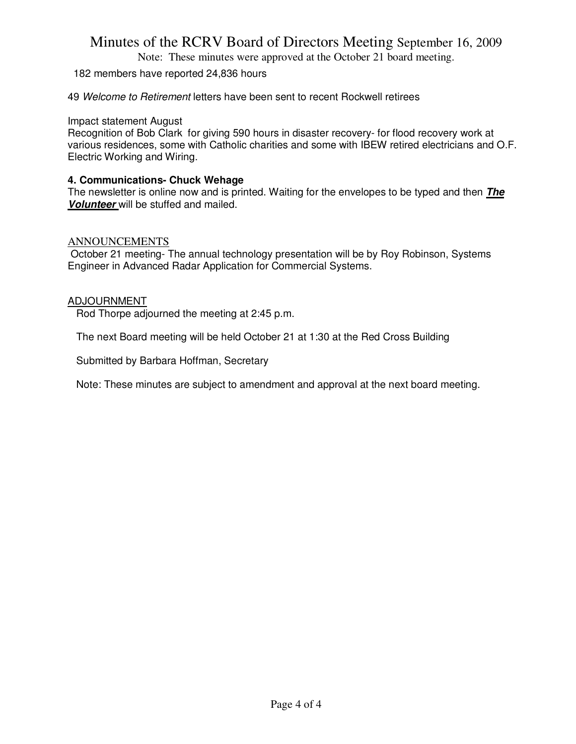182 members have reported 24,836 hours

49 *Welcome to Retirement* letters have been sent to recent Rockwell retirees

Impact statement August
Recognition of Bob Clark for giving 590 hours in disaster recovery- for flood recovery work at various residences, some with Catholic charities and some with IBEW retired electricians and O.F. Electric Working and Wiring.

**4. Communications- Chuck Wehage**
The newsletter is online now and is printed. Waiting for the envelopes to be typed and then ***The Volunteer*** will be stuffed and mailed.

ANNOUNCEMENTS
October 21 meeting- The annual technology presentation will be by Roy Robinson, Systems Engineer in Advanced Radar Application for Commercial Systems.

ADJOURNMENT
Rod Thorpe adjourned the meeting at 2:45 p.m.

The next Board meeting will be held October 21 at 1:30 at the Red Cross Building

Submitted by Barbara Hoffman, Secretary

Note: These minutes are subject to amendment and approval at the next board meeting.